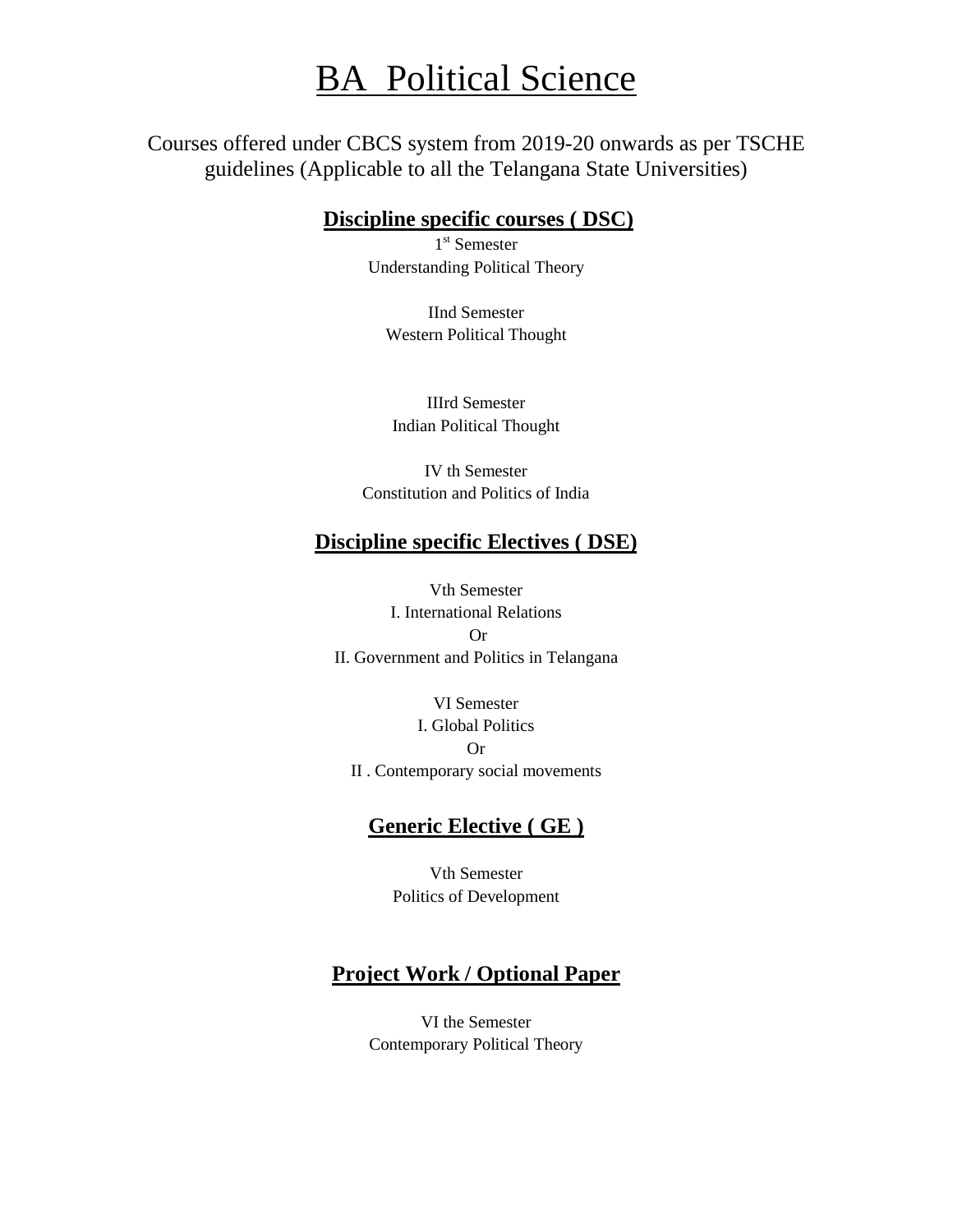# BA Political Science

Courses offered under CBCS system from 2019-20 onwards as per TSCHE guidelines (Applicable to all the Telangana State Universities)

## Discipline specific courses ( DSC)

1st Semester
Understanding Political Theory

IInd Semester
Western Political Thought

IIIrd Semester
Indian Political Thought

IV th Semester
Constitution and Politics of India

## Discipline specific Electives ( DSE)

Vth Semester
I. International Relations
Or
II. Government and Politics in Telangana

VI Semester
I. Global Politics
Or
II . Contemporary social movements

## Generic Elective ( GE )

Vth Semester
Politics of Development

## Project Work / Optional Paper

VI the Semester
Contemporary Political Theory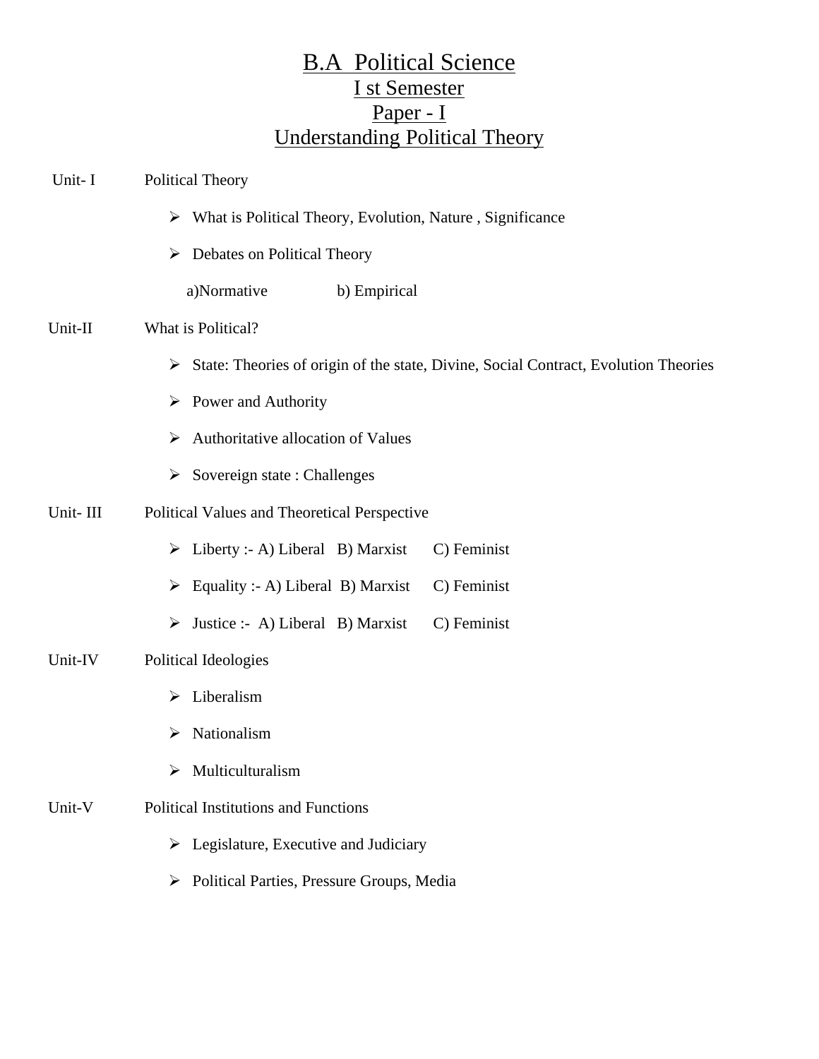# B.A Political Science

## I st Semester

## Paper - I

## Understanding Political Theory

**Unit- I** Political Theory

- What is Political Theory, Evolution, Nature , Significance
- Debates on Political Theory

  a)Normative b) Empirical

**Unit-II** What is Political?

- State: Theories of origin of the state, Divine, Social Contract, Evolution Theories
- Power and Authority
- Authoritative allocation of Values
- Sovereign state : Challenges

**Unit- III** Political Values and Theoretical Perspective

- Liberty :- A) Liberal B) Marxist C) Feminist
- Equality :- A) Liberal B) Marxist C) Feminist
- Justice :- A) Liberal B) Marxist C) Feminist

**Unit-IV** Political Ideologies

- Liberalism
- Nationalism
- Multiculturalism

**Unit-V** Political Institutions and Functions

- Legislature, Executive and Judiciary
- Political Parties, Pressure Groups, Media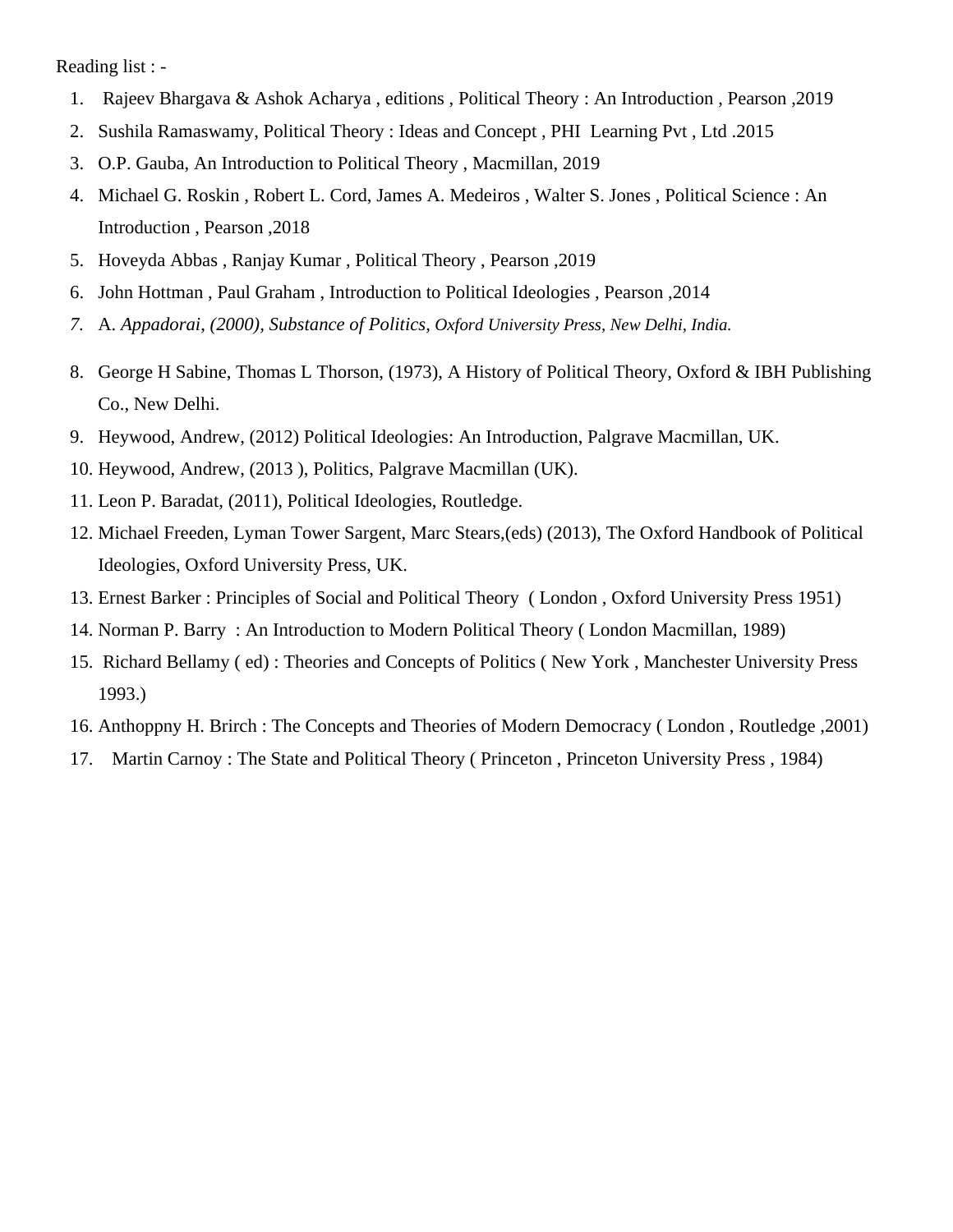Reading list : -

1. Rajeev Bhargava & Ashok Acharya , editions , Political Theory : An Introduction , Pearson ,2019
2. Sushila Ramaswamy, Political Theory : Ideas and Concept , PHI Learning Pvt , Ltd .2015
3. O.P. Gauba, An Introduction to Political Theory , Macmillan, 2019
4. Michael G. Roskin , Robert L. Cord, James A. Medeiros , Walter S. Jones , Political Science : An Introduction , Pearson ,2018
5. Hoveyda Abbas , Ranjay Kumar , Political Theory , Pearson ,2019
6. John Hottman , Paul Graham , Introduction to Political Ideologies , Pearson ,2014
7. A. *Appadorai, (2000), Substance of Politics, Oxford University Press, New Delhi, India.*
8. George H Sabine, Thomas L Thorson, (1973), A History of Political Theory, Oxford & IBH Publishing Co., New Delhi.
9. Heywood, Andrew, (2012) Political Ideologies: An Introduction, Palgrave Macmillan, UK.
10. Heywood, Andrew, (2013 ), Politics, Palgrave Macmillan (UK).
11. Leon P. Baradat, (2011), Political Ideologies, Routledge.
12. Michael Freeden, Lyman Tower Sargent, Marc Stears,(eds) (2013), The Oxford Handbook of Political Ideologies, Oxford University Press, UK.
13. Ernest Barker : Principles of Social and Political Theory ( London , Oxford University Press 1951)
14. Norman P. Barry : An Introduction to Modern Political Theory ( London Macmillan, 1989)
15. Richard Bellamy ( ed) : Theories and Concepts of Politics ( New York , Manchester University Press 1993.)
16. Anthoppny H. Brirch : The Concepts and Theories of Modern Democracy ( London , Routledge ,2001)
17. Martin Carnoy : The State and Political Theory ( Princeton , Princeton University Press , 1984)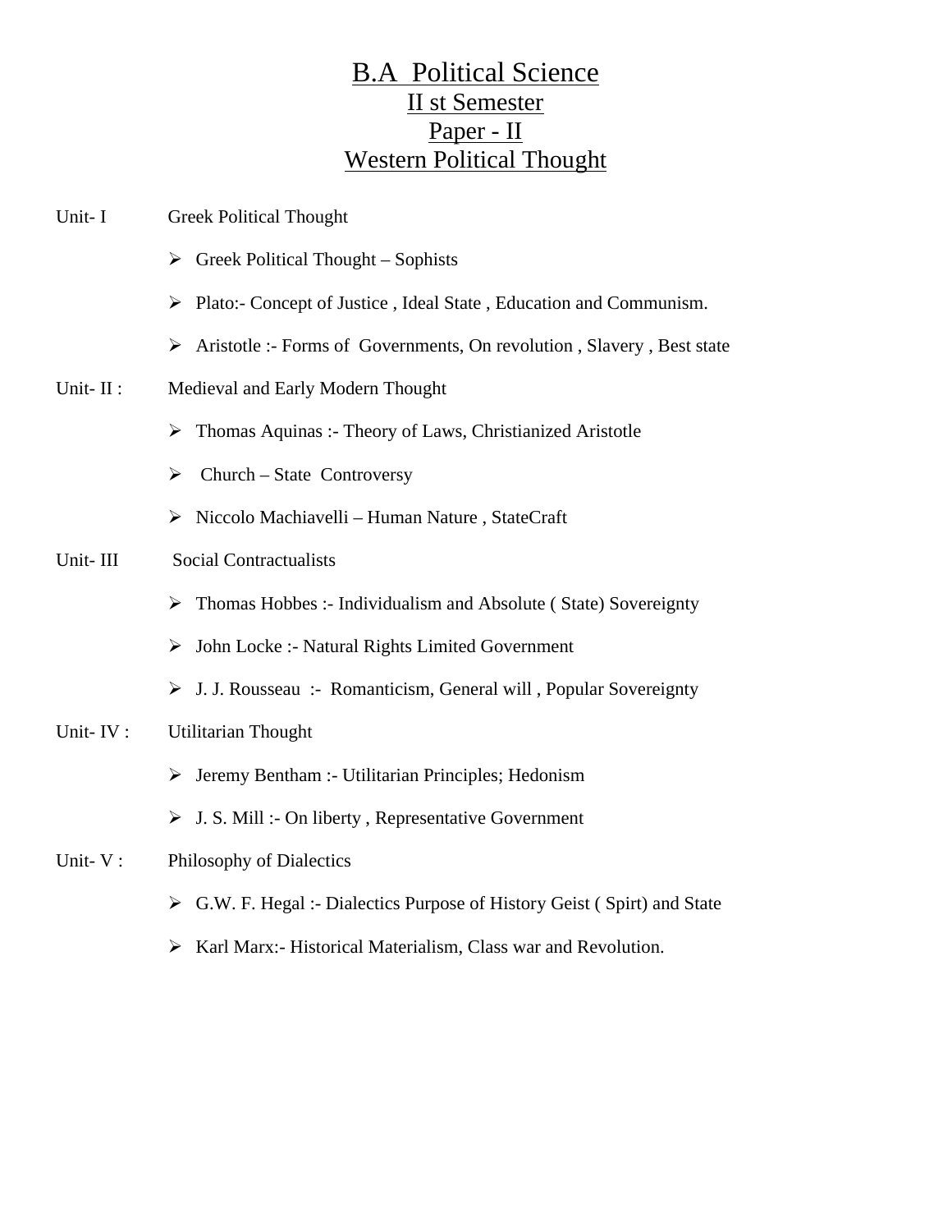# B.A Political Science

## II st Semester

## Paper - II

## Western Political Thought

**Unit- I** Greek Political Thought

- Greek Political Thought – Sophists
- Plato:- Concept of Justice , Ideal State , Education and Communism.
- Aristotle :- Forms of Governments, On revolution , Slavery , Best state

**Unit- II :** Medieval and Early Modern Thought

- Thomas Aquinas :- Theory of Laws, Christianized Aristotle
- Church – State Controversy
- Niccolo Machiavelli – Human Nature , StateCraft

**Unit- III** Social Contractualists

- Thomas Hobbes :- Individualism and Absolute ( State) Sovereignty
- John Locke :- Natural Rights Limited Government
- J. J. Rousseau :- Romanticism, General will , Popular Sovereignty

**Unit- IV :** Utilitarian Thought

- Jeremy Bentham :- Utilitarian Principles; Hedonism
- J. S. Mill :- On liberty , Representative Government

**Unit- V :** Philosophy of Dialectics

- G.W. F. Hegal :- Dialectics Purpose of History Geist ( Spirt) and State
- Karl Marx:- Historical Materialism, Class war and Revolution.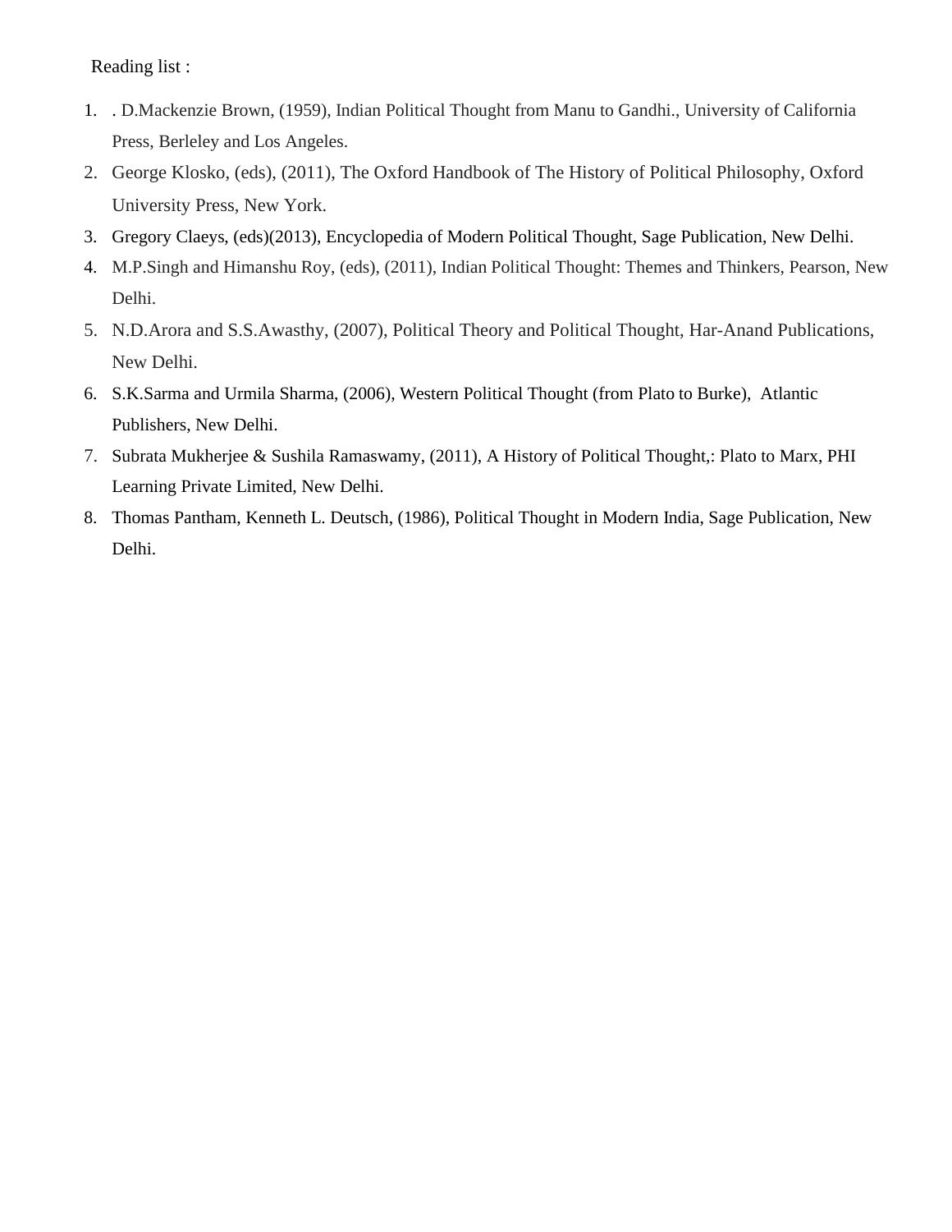Reading list :

1. . D.Mackenzie Brown, (1959), Indian Political Thought from Manu to Gandhi., University of California Press, Berleley and Los Angeles.
2. George Klosko, (eds), (2011), The Oxford Handbook of The History of Political Philosophy, Oxford University Press, New York.
3. Gregory Claeys, (eds)(2013), Encyclopedia of Modern Political Thought, Sage Publication, New Delhi.
4. M.P.Singh and Himanshu Roy, (eds), (2011), Indian Political Thought: Themes and Thinkers, Pearson, New Delhi.
5. N.D.Arora and S.S.Awasthy, (2007), Political Theory and Political Thought, Har-Anand Publications, New Delhi.
6. S.K.Sarma and Urmila Sharma, (2006), Western Political Thought (from Plato to Burke), Atlantic Publishers, New Delhi.
7. Subrata Mukherjee & Sushila Ramaswamy, (2011), A History of Political Thought,: Plato to Marx, PHI Learning Private Limited, New Delhi.
8. Thomas Pantham, Kenneth L. Deutsch, (1986), Political Thought in Modern India, Sage Publication, New Delhi.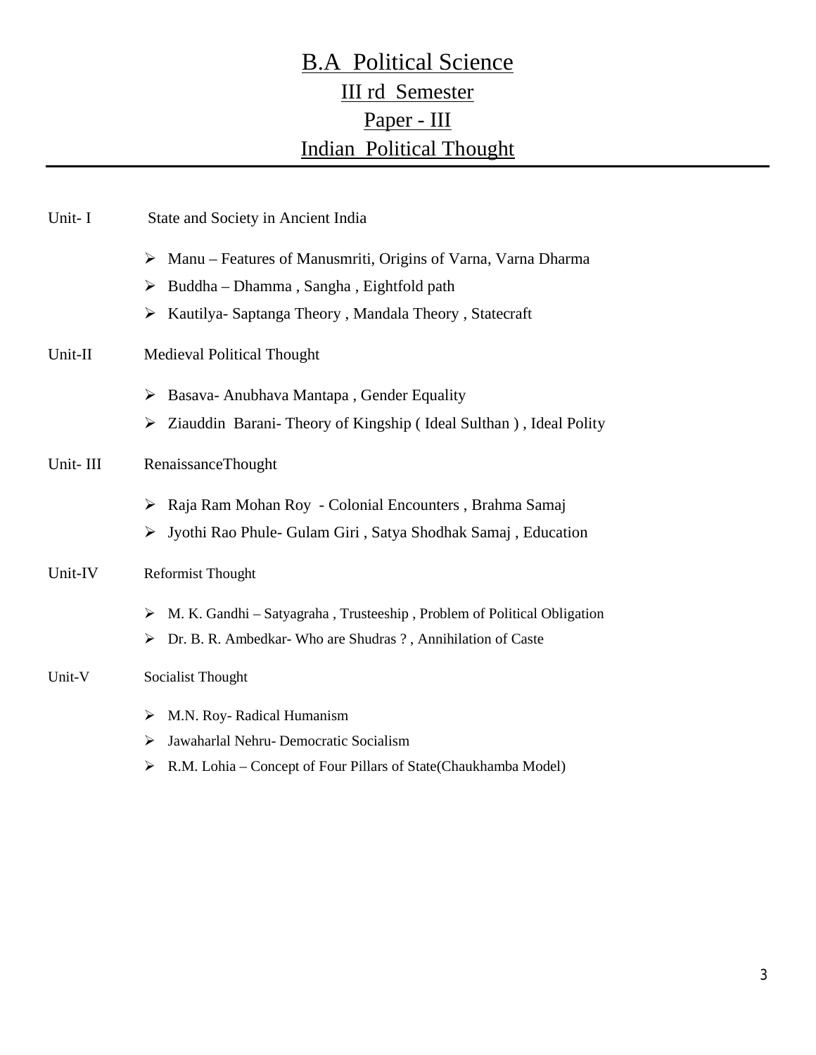# B.A Political Science

## III rd Semester

## Paper - III

## Indian Political Thought

---

**Unit- I** State and Society in Ancient India

- Manu – Features of Manusmriti, Origins of Varna, Varna Dharma
- Buddha – Dhamma , Sangha , Eightfold path
- Kautilya- Saptanga Theory , Mandala Theory , Statecraft

**Unit-II** Medieval Political Thought

- Basava- Anubhava Mantapa , Gender Equality
- Ziauddin Barani- Theory of Kingship ( Ideal Sulthan ) , Ideal Polity

**Unit- III** RenaissanceThought

- Raja Ram Mohan Roy - Colonial Encounters , Brahma Samaj
- Jyothi Rao Phule- Gulam Giri , Satya Shodhak Samaj , Education

**Unit-IV** Reformist Thought

- M. K. Gandhi – Satyagraha , Trusteeship , Problem of Political Obligation
- Dr. B. R. Ambedkar- Who are Shudras ? , Annihilation of Caste

**Unit-V** Socialist Thought

- M.N. Roy- Radical Humanism
- Jawaharlal Nehru- Democratic Socialism
- R.M. Lohia – Concept of Four Pillars of State(Chaukhamba Model)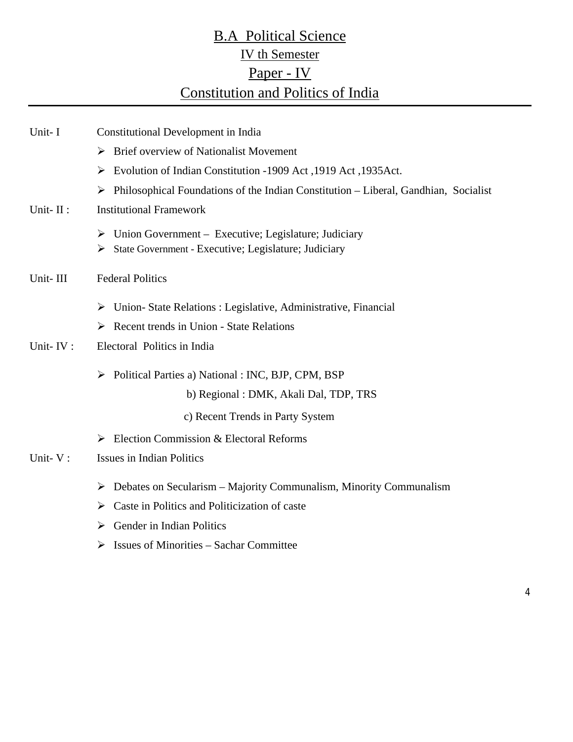# B.A Political Science

## IV th Semester

## Paper - IV

## Constitution and Politics of India

**Unit- I** Constitutional Development in India

- Brief overview of Nationalist Movement
- Evolution of Indian Constitution -1909 Act ,1919 Act ,1935Act.
- Philosophical Foundations of the Indian Constitution – Liberal, Gandhian, Socialist

**Unit- II :** Institutional Framework

- Union Government – Executive; Legislature; Judiciary
- State Government - Executive; Legislature; Judiciary

**Unit- III** Federal Politics

- Union- State Relations : Legislative, Administrative, Financial
- Recent trends in Union - State Relations

**Unit- IV :** Electoral Politics in India

- Political Parties a) National : INC, BJP, CPM, BSP
  - b) Regional : DMK, Akali Dal, TDP, TRS
  - c) Recent Trends in Party System
- Election Commission & Electoral Reforms

**Unit- V :** Issues in Indian Politics

- Debates on Secularism – Majority Communalism, Minority Communalism
- Caste in Politics and Politicization of caste
- Gender in Indian Politics
- Issues of Minorities – Sachar Committee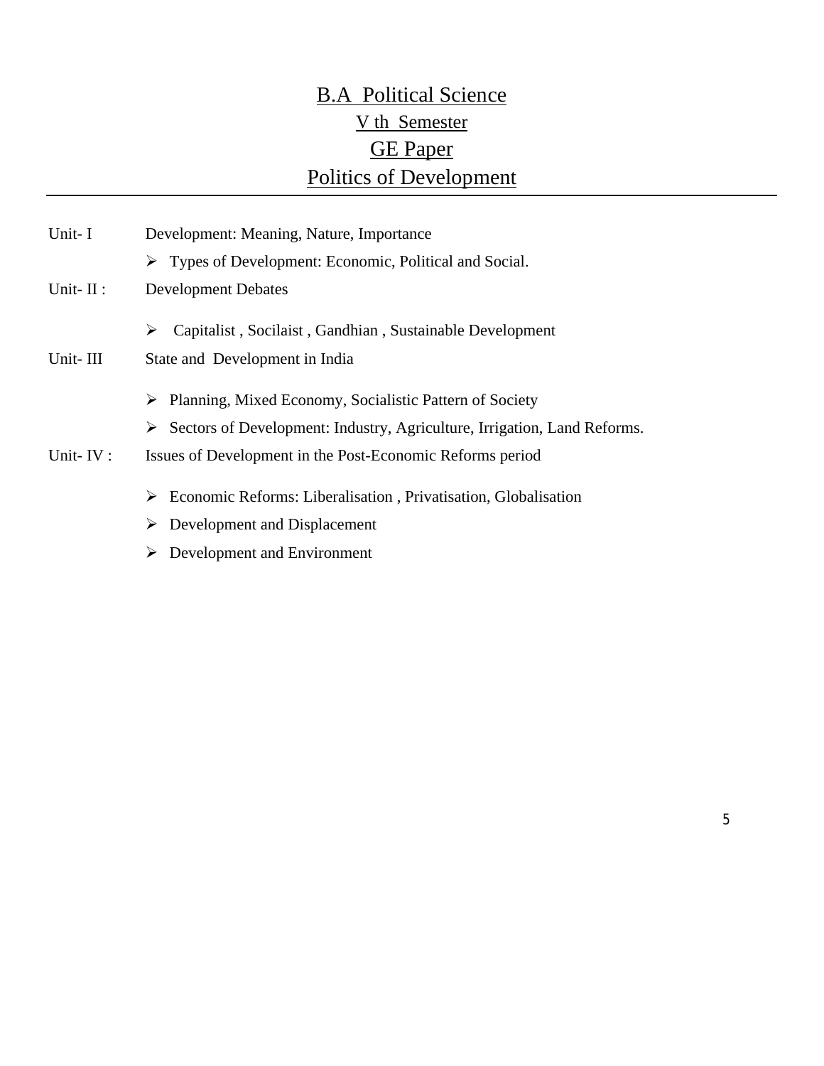# B.A Political Science

## V th Semester

## GE Paper

## Politics of Development

---

**Unit- I** Development: Meaning, Nature, Importance

- Types of Development: Economic, Political and Social.

**Unit- II :** Development Debates

- Capitalist , Socilaist , Gandhian , Sustainable Development

**Unit- III** State and Development in India

- Planning, Mixed Economy, Socialistic Pattern of Society
- Sectors of Development: Industry, Agriculture, Irrigation, Land Reforms.

**Unit- IV :** Issues of Development in the Post-Economic Reforms period

- Economic Reforms: Liberalisation , Privatisation, Globalisation
- Development and Displacement
- Development and Environment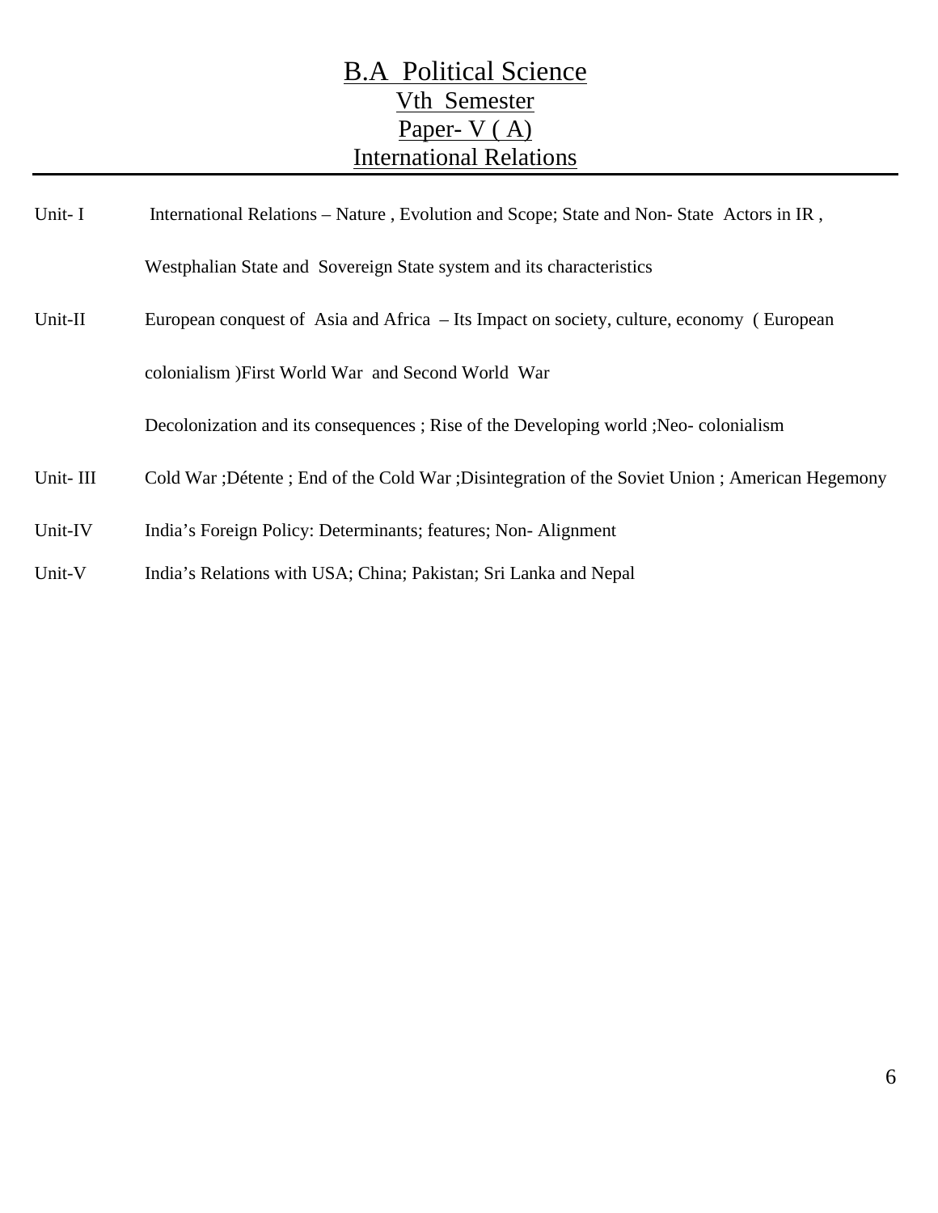# B.A Political Science

## Vth Semester

## Paper- V ( A)

## International Relations

---

| | |
|---|---|
| Unit- I | International Relations – Nature , Evolution and Scope; State and Non- State Actors in IR , Westphalian State and Sovereign State system and its characteristics |
| Unit-II | European conquest of Asia and Africa – Its Impact on society, culture, economy ( European colonialism )First World War and Second World War<br>Decolonization and its consequences ; Rise of the Developing world ;Neo- colonialism |
| Unit- III | Cold War ;Détente ; End of the Cold War ;Disintegration of the Soviet Union ; American Hegemony |
| Unit-IV | India's Foreign Policy: Determinants; features; Non- Alignment |
| Unit-V | India's Relations with USA; China; Pakistan; Sri Lanka and Nepal |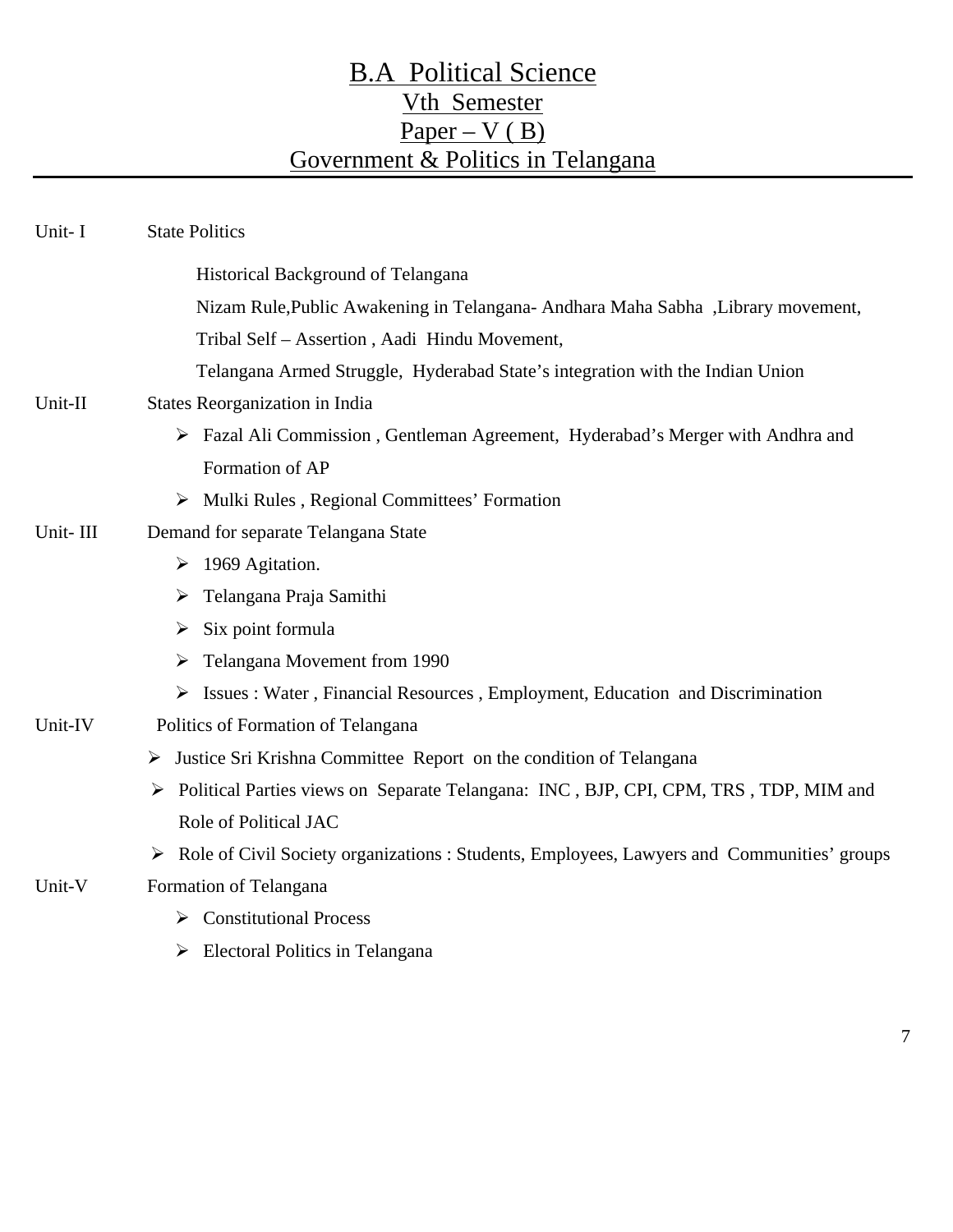# B.A Political Science

## Vth Semester

## Paper – V ( B)

## Government & Politics in Telangana

**Unit- I** State Politics

Historical Background of Telangana

Nizam Rule,Public Awakening in Telangana- Andhara Maha Sabha ,Library movement,

Tribal Self – Assertion , Aadi Hindu Movement,

Telangana Armed Struggle, Hyderabad State's integration with the Indian Union

**Unit-II** States Reorganization in India

- Fazal Ali Commission , Gentleman Agreement, Hyderabad's Merger with Andhra and Formation of AP
- Mulki Rules , Regional Committees' Formation

**Unit- III** Demand for separate Telangana State

- 1969 Agitation.
- Telangana Praja Samithi
- Six point formula
- Telangana Movement from 1990
- Issues : Water , Financial Resources , Employment, Education and Discrimination

**Unit-IV** Politics of Formation of Telangana

- Justice Sri Krishna Committee Report on the condition of Telangana
- Political Parties views on Separate Telangana: INC , BJP, CPI, CPM, TRS , TDP, MIM and Role of Political JAC
- Role of Civil Society organizations : Students, Employees, Lawyers and Communities' groups

**Unit-V** Formation of Telangana

- Constitutional Process
- Electoral Politics in Telangana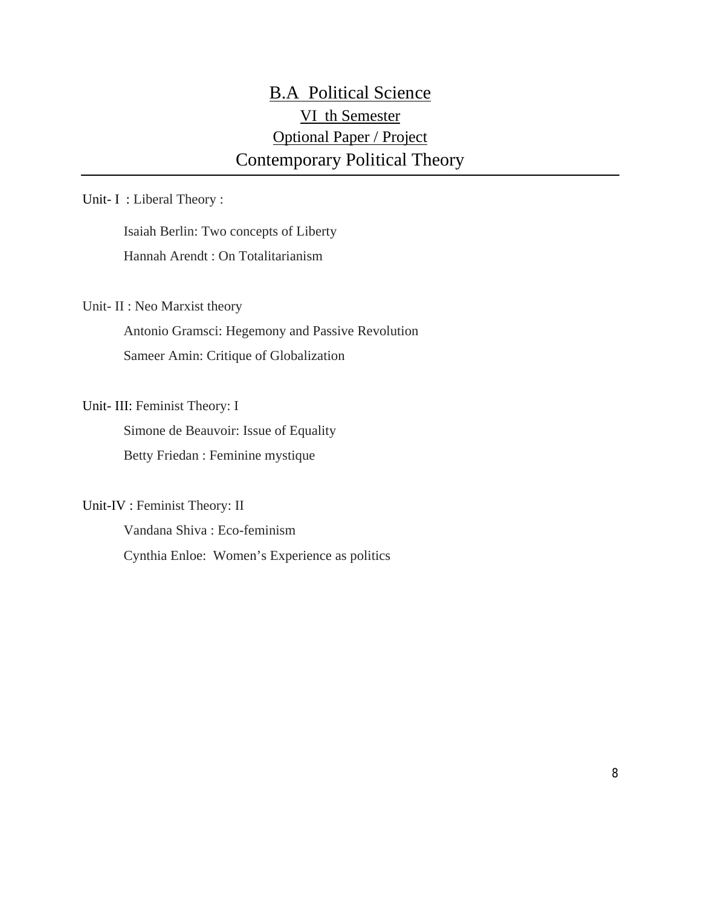# B.A Political Science

## VI th Semester

## Optional Paper / Project

## Contemporary Political Theory

Unit- I : Liberal Theory :

- Isaiah Berlin: Two concepts of Liberty
- Hannah Arendt : On Totalitarianism

Unit- II : Neo Marxist theory

- Antonio Gramsci: Hegemony and Passive Revolution
- Sameer Amin: Critique of Globalization

Unit- III: Feminist Theory: I

- Simone de Beauvoir: Issue of Equality
- Betty Friedan : Feminine mystique

Unit-IV : Feminist Theory: II

- Vandana Shiva : Eco-feminism
- Cynthia Enloe: Women's Experience as politics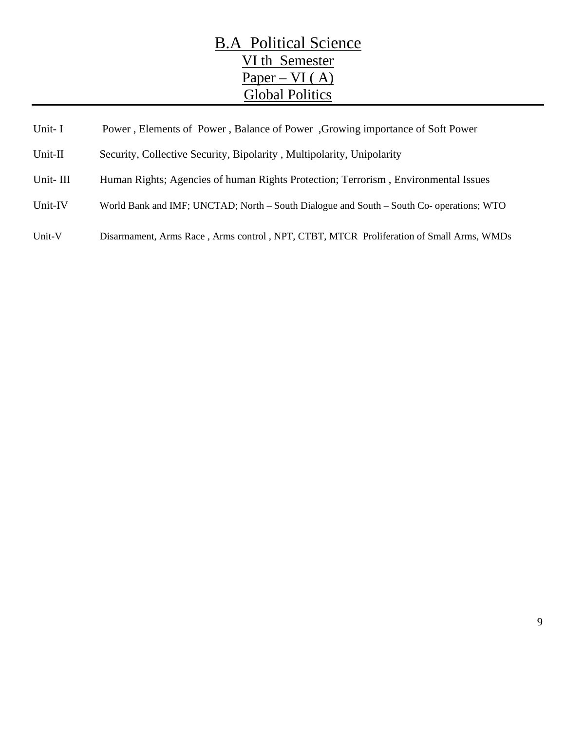# B.A Political Science

## VI th Semester

## Paper – VI ( A)

## Global Politics

| | |
|---|---|
| Unit- I | Power , Elements of Power , Balance of Power ,Growing importance of Soft Power |
| Unit-II | Security, Collective Security, Bipolarity , Multipolarity, Unipolarity |
| Unit- III | Human Rights; Agencies of human Rights Protection; Terrorism , Environmental Issues |
| Unit-IV | World Bank and IMF; UNCTAD; North – South Dialogue and South – South Co- operations; WTO |
| Unit-V | Disarmament, Arms Race , Arms control , NPT, CTBT, MTCR Proliferation of Small Arms, WMDs |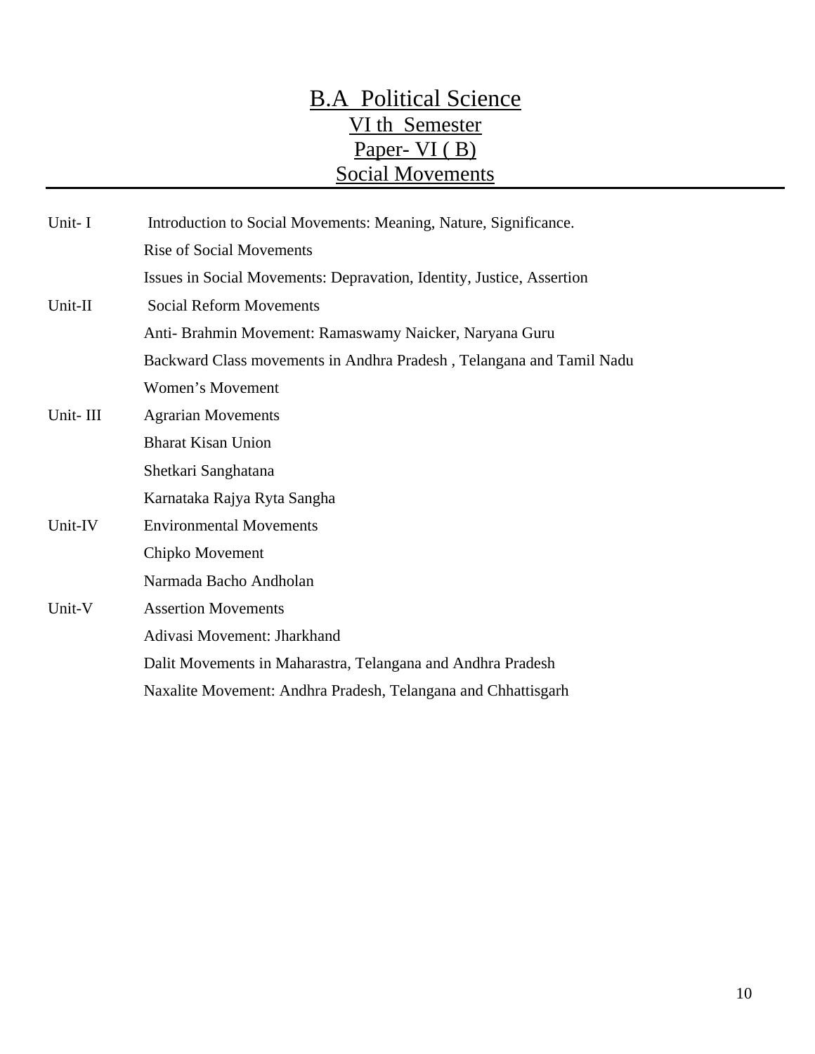# B.A Political Science

## VI th Semester

## Paper- VI ( B)

## Social Movements

| | |
|---|---|
| Unit- I | Introduction to Social Movements: Meaning, Nature, Significance. |
| | Rise of Social Movements |
| | Issues in Social Movements: Depravation, Identity, Justice, Assertion |
| Unit-II | Social Reform Movements |
| | Anti- Brahmin Movement: Ramaswamy Naicker, Naryana Guru |
| | Backward Class movements in Andhra Pradesh , Telangana and Tamil Nadu |
| | Women's Movement |
| Unit- III | Agrarian Movements |
| | Bharat Kisan Union |
| | Shetkari Sanghatana |
| | Karnataka Rajya Ryta Sangha |
| Unit-IV | Environmental Movements |
| | Chipko Movement |
| | Narmada Bacho Andholan |
| Unit-V | Assertion Movements |
| | Adivasi Movement: Jharkhand |
| | Dalit Movements in Maharastra, Telangana and Andhra Pradesh |
| | Naxalite Movement: Andhra Pradesh, Telangana and Chhattisgarh |